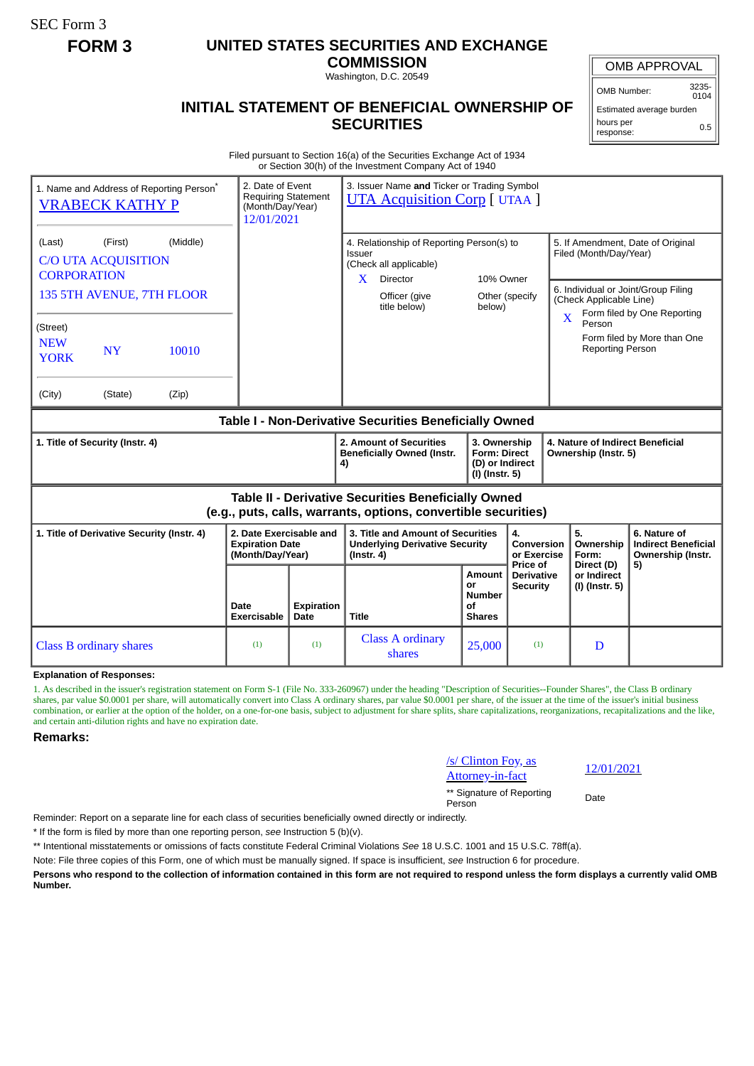SEC Form 3

**FORM 3**

# UNITED STATES SECURITIES AND EXCHANGE COMMISSION

Washington, D.C. 20549

## INITIAL STATEMENT OF BENEFICIAL OWNERSHIP OF SECURITIES

| OMB APPROVAL | |
|---|---|
| OMB Number: | 3235-0104 |
| Estimated average burden | |
| hours per response: | 0.5 |

Filed pursuant to Section 16(a) of the Securities Exchange Act of 1934
or Section 30(h) of the Investment Company Act of 1940

1. Name and Address of Reporting Person*
VRABECK KATHY P

(Last) (First) (Middle)
C/O UTA ACQUISITION CORPORATION
135 5TH AVENUE, 7TH FLOOR

(Street)
NEW YORK NY 10010

(City) (State) (Zip)

2. Date of Event Requiring Statement (Month/Day/Year)
12/01/2021

3. Issuer Name **and** Ticker or Trading Symbol
UTA Acquisition Corp [ UTAA ]

4. Relationship of Reporting Person(s) to Issuer
(Check all applicable)
X Director
10% Owner
Officer (give title below)
Other (specify below)

5. If Amendment, Date of Original Filed (Month/Day/Year)

6. Individual or Joint/Group Filing (Check Applicable Line)
X Form filed by One Reporting Person
Form filed by More than One Reporting Person

### Table I - Non-Derivative Securities Beneficially Owned

| 1. Title of Security (Instr. 4) | 2. Amount of Securities Beneficially Owned (Instr. 4) | 3. Ownership Form: Direct (D) or Indirect (I) (Instr. 5) | 4. Nature of Indirect Beneficial Ownership (Instr. 5) |
|---|---|---|---|

### Table II - Derivative Securities Beneficially Owned (e.g., puts, calls, warrants, options, convertible securities)

| 1. Title of Derivative Security (Instr. 4) | 2. Date Exercisable and Expiration Date (Month/Day/Year) | | 3. Title and Amount of Securities Underlying Derivative Security (Instr. 4) | | 4. Conversion or Exercise Price of Derivative Security | 5. Ownership Form: Direct (D) or Indirect (I) (Instr. 5) | 6. Nature of Indirect Beneficial Ownership (Instr. 5) |
|---|---|---|---|---|---|---|---|
| | Date Exercisable | Expiration Date | Title | Amount or Number of Shares | | | |
| Class B ordinary shares | (1) | (1) | Class A ordinary shares | 25,000 | (1) | D | |

**Explanation of Responses:**

1. As described in the issuer's registration statement on Form S-1 (File No. 333-260967) under the heading "Description of Securities--Founder Shares", the Class B ordinary shares, par value $0.0001 per share, will automatically convert into Class A ordinary shares, par value $0.0001 per share, of the issuer at the time of the issuer's initial business combination, or earlier at the option of the holder, on a one-for-one basis, subject to adjustment for share splits, share capitalizations, reorganizations, recapitalizations and the like, and certain anti-dilution rights and have no expiration date.

**Remarks:**

/s/ Clinton Foy, as Attorney-in-fact    12/01/2021

** Signature of Reporting Person    Date

Reminder: Report on a separate line for each class of securities beneficially owned directly or indirectly.

* If the form is filed by more than one reporting person, *see* Instruction 5 (b)(v).

** Intentional misstatements or omissions of facts constitute Federal Criminal Violations *See* 18 U.S.C. 1001 and 15 U.S.C. 78ff(a).

Note: File three copies of this Form, one of which must be manually signed. If space is insufficient, *see* Instruction 6 for procedure.

**Persons who respond to the collection of information contained in this form are not required to respond unless the form displays a currently valid OMB Number.**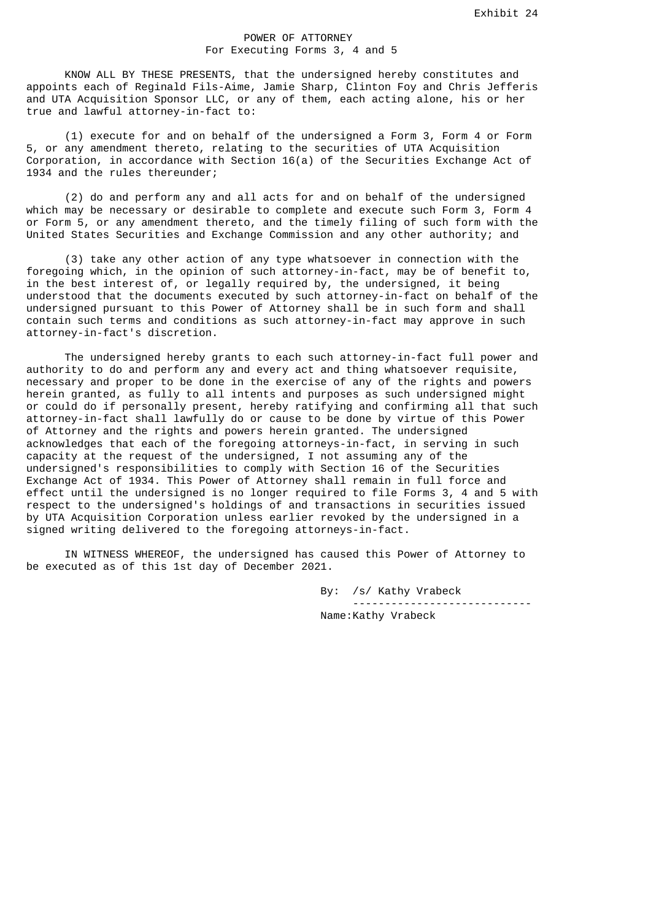Exhibit 24

POWER OF ATTORNEY
For Executing Forms 3, 4 and 5

KNOW ALL BY THESE PRESENTS, that the undersigned hereby constitutes and appoints each of Reginald Fils-Aime, Jamie Sharp, Clinton Foy and Chris Jefferis and UTA Acquisition Sponsor LLC, or any of them, each acting alone, his or her true and lawful attorney-in-fact to:

(1) execute for and on behalf of the undersigned a Form 3, Form 4 or Form 5, or any amendment thereto, relating to the securities of UTA Acquisition Corporation, in accordance with Section 16(a) of the Securities Exchange Act of 1934 and the rules thereunder;

(2) do and perform any and all acts for and on behalf of the undersigned which may be necessary or desirable to complete and execute such Form 3, Form 4 or Form 5, or any amendment thereto, and the timely filing of such form with the United States Securities and Exchange Commission and any other authority; and

(3) take any other action of any type whatsoever in connection with the foregoing which, in the opinion of such attorney-in-fact, may be of benefit to, in the best interest of, or legally required by, the undersigned, it being understood that the documents executed by such attorney-in-fact on behalf of the undersigned pursuant to this Power of Attorney shall be in such form and shall contain such terms and conditions as such attorney-in-fact may approve in such attorney-in-fact's discretion.

The undersigned hereby grants to each such attorney-in-fact full power and authority to do and perform any and every act and thing whatsoever requisite, necessary and proper to be done in the exercise of any of the rights and powers herein granted, as fully to all intents and purposes as such undersigned might or could do if personally present, hereby ratifying and confirming all that such attorney-in-fact shall lawfully do or cause to be done by virtue of this Power of Attorney and the rights and powers herein granted. The undersigned acknowledges that each of the foregoing attorneys-in-fact, in serving in such capacity at the request of the undersigned, I not assuming any of the undersigned's responsibilities to comply with Section 16 of the Securities Exchange Act of 1934. This Power of Attorney shall remain in full force and effect until the undersigned is no longer required to file Forms 3, 4 and 5 with respect to the undersigned's holdings of and transactions in securities issued by UTA Acquisition Corporation unless earlier revoked by the undersigned in a signed writing delivered to the foregoing attorneys-in-fact.

IN WITNESS WHEREOF, the undersigned has caused this Power of Attorney to be executed as of this 1st day of December 2021.

By: /s/ Kathy Vrabeck

Name:Kathy Vrabeck